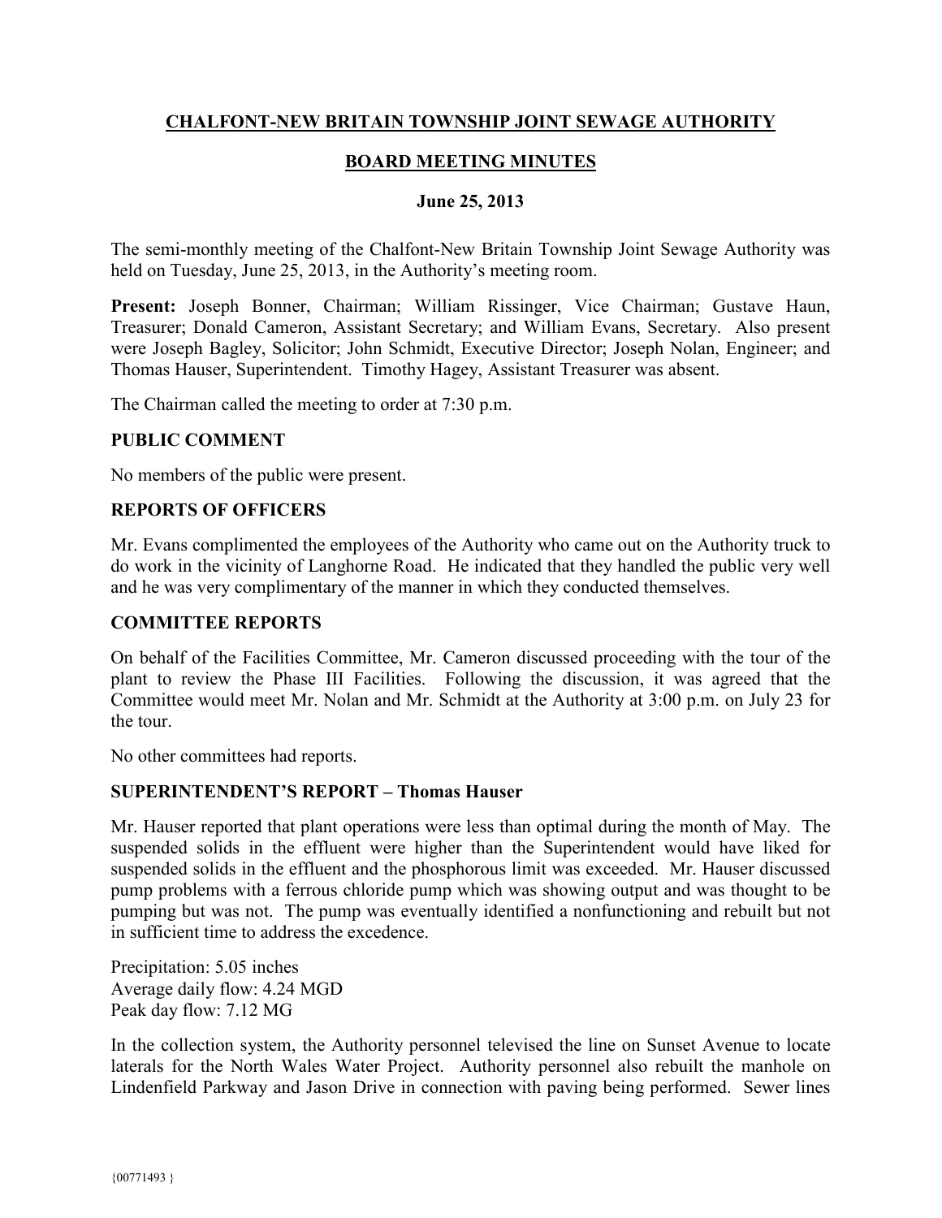# CHALFONT-NEW BRITAIN TOWNSHIP JOINT SEWAGE AUTHORITY

## BOARD MEETING MINUTES

### June 25, 2013

The semi-monthly meeting of the Chalfont-New Britain Township Joint Sewage Authority was held on Tuesday, June 25, 2013, in the Authority's meeting room.

**Present:** Joseph Bonner, Chairman; William Rissinger, Vice Chairman; Gustave Haun, Treasurer; Donald Cameron, Assistant Secretary; and William Evans, Secretary. Also present were Joseph Bagley, Solicitor; John Schmidt, Executive Director; Joseph Nolan, Engineer; and Thomas Hauser, Superintendent. Timothy Hagey, Assistant Treasurer was absent.

The Chairman called the meeting to order at 7:30 p.m.

**PUBLIC COMMENT**

No members of the public were present.

**REPORTS OF OFFICERS**

Mr. Evans complimented the employees of the Authority who came out on the Authority truck to do work in the vicinity of Langhorne Road. He indicated that they handled the public very well and he was very complimentary of the manner in which they conducted themselves.

**COMMITTEE REPORTS**

On behalf of the Facilities Committee, Mr. Cameron discussed proceeding with the tour of the plant to review the Phase III Facilities. Following the discussion, it was agreed that the Committee would meet Mr. Nolan and Mr. Schmidt at the Authority at 3:00 p.m. on July 23 for the tour.

No other committees had reports.

**SUPERINTENDENT'S REPORT – Thomas Hauser**

Mr. Hauser reported that plant operations were less than optimal during the month of May. The suspended solids in the effluent were higher than the Superintendent would have liked for suspended solids in the effluent and the phosphorous limit was exceeded. Mr. Hauser discussed pump problems with a ferrous chloride pump which was showing output and was thought to be pumping but was not. The pump was eventually identified a nonfunctioning and rebuilt but not in sufficient time to address the excedence.

Precipitation: 5.05 inches
Average daily flow: 4.24 MGD
Peak day flow: 7.12 MG

In the collection system, the Authority personnel televised the line on Sunset Avenue to locate laterals for the North Wales Water Project. Authority personnel also rebuilt the manhole on Lindenfield Parkway and Jason Drive in connection with paving being performed. Sewer lines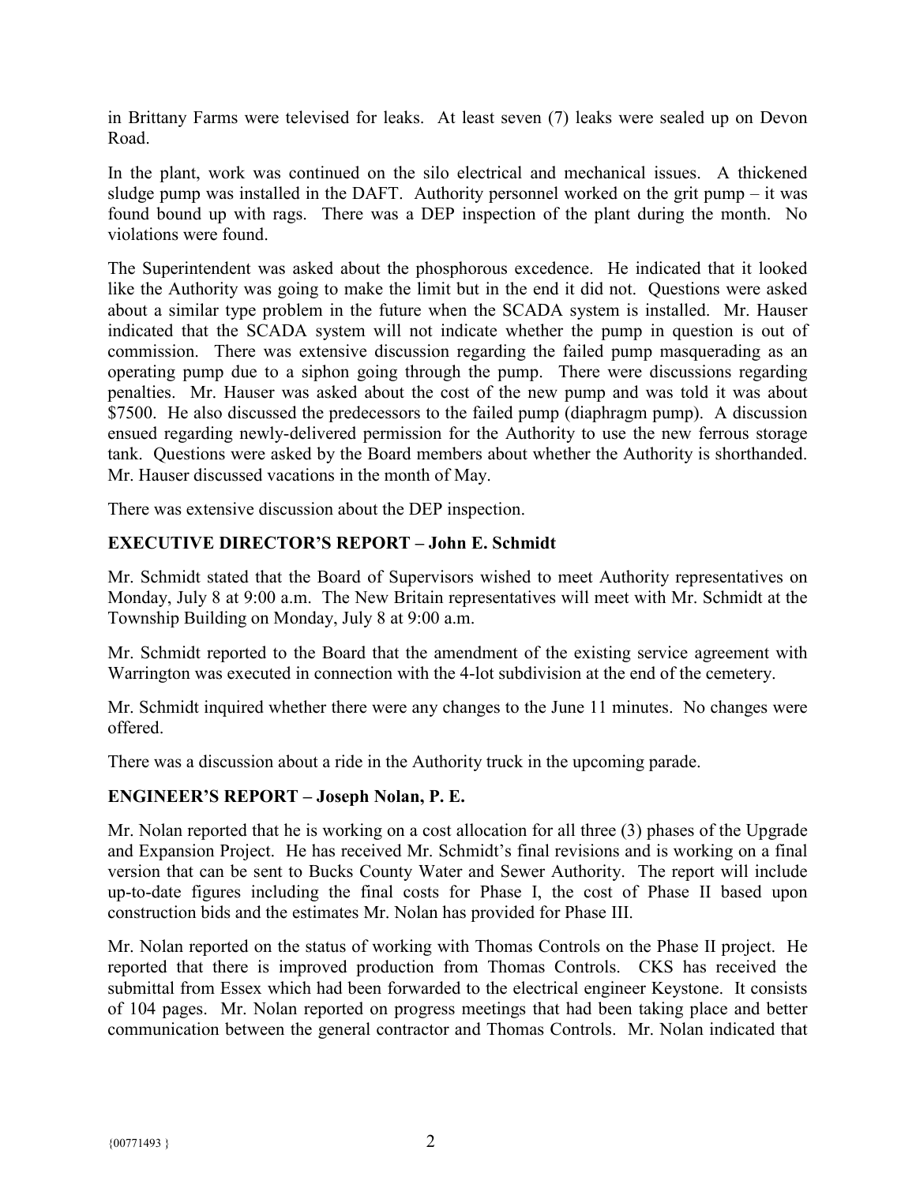in Brittany Farms were televised for leaks. At least seven (7) leaks were sealed up on Devon Road.

In the plant, work was continued on the silo electrical and mechanical issues. A thickened sludge pump was installed in the DAFT. Authority personnel worked on the grit pump – it was found bound up with rags. There was a DEP inspection of the plant during the month. No violations were found.

The Superintendent was asked about the phosphorous excedence. He indicated that it looked like the Authority was going to make the limit but in the end it did not. Questions were asked about a similar type problem in the future when the SCADA system is installed. Mr. Hauser indicated that the SCADA system will not indicate whether the pump in question is out of commission. There was extensive discussion regarding the failed pump masquerading as an operating pump due to a siphon going through the pump. There were discussions regarding penalties. Mr. Hauser was asked about the cost of the new pump and was told it was about \$7500. He also discussed the predecessors to the failed pump (diaphragm pump). A discussion ensued regarding newly-delivered permission for the Authority to use the new ferrous storage tank. Questions were asked by the Board members about whether the Authority is shorthanded. Mr. Hauser discussed vacations in the month of May.

There was extensive discussion about the DEP inspection.

## EXECUTIVE DIRECTOR'S REPORT – John E. Schmidt

Mr. Schmidt stated that the Board of Supervisors wished to meet Authority representatives on Monday, July 8 at 9:00 a.m. The New Britain representatives will meet with Mr. Schmidt at the Township Building on Monday, July 8 at 9:00 a.m.

Mr. Schmidt reported to the Board that the amendment of the existing service agreement with Warrington was executed in connection with the 4-lot subdivision at the end of the cemetery.

Mr. Schmidt inquired whether there were any changes to the June 11 minutes. No changes were offered.

There was a discussion about a ride in the Authority truck in the upcoming parade.

## ENGINEER'S REPORT – Joseph Nolan, P. E.

Mr. Nolan reported that he is working on a cost allocation for all three (3) phases of the Upgrade and Expansion Project. He has received Mr. Schmidt's final revisions and is working on a final version that can be sent to Bucks County Water and Sewer Authority. The report will include up-to-date figures including the final costs for Phase I, the cost of Phase II based upon construction bids and the estimates Mr. Nolan has provided for Phase III.

Mr. Nolan reported on the status of working with Thomas Controls on the Phase II project. He reported that there is improved production from Thomas Controls. CKS has received the submittal from Essex which had been forwarded to the electrical engineer Keystone. It consists of 104 pages. Mr. Nolan reported on progress meetings that had been taking place and better communication between the general contractor and Thomas Controls. Mr. Nolan indicated that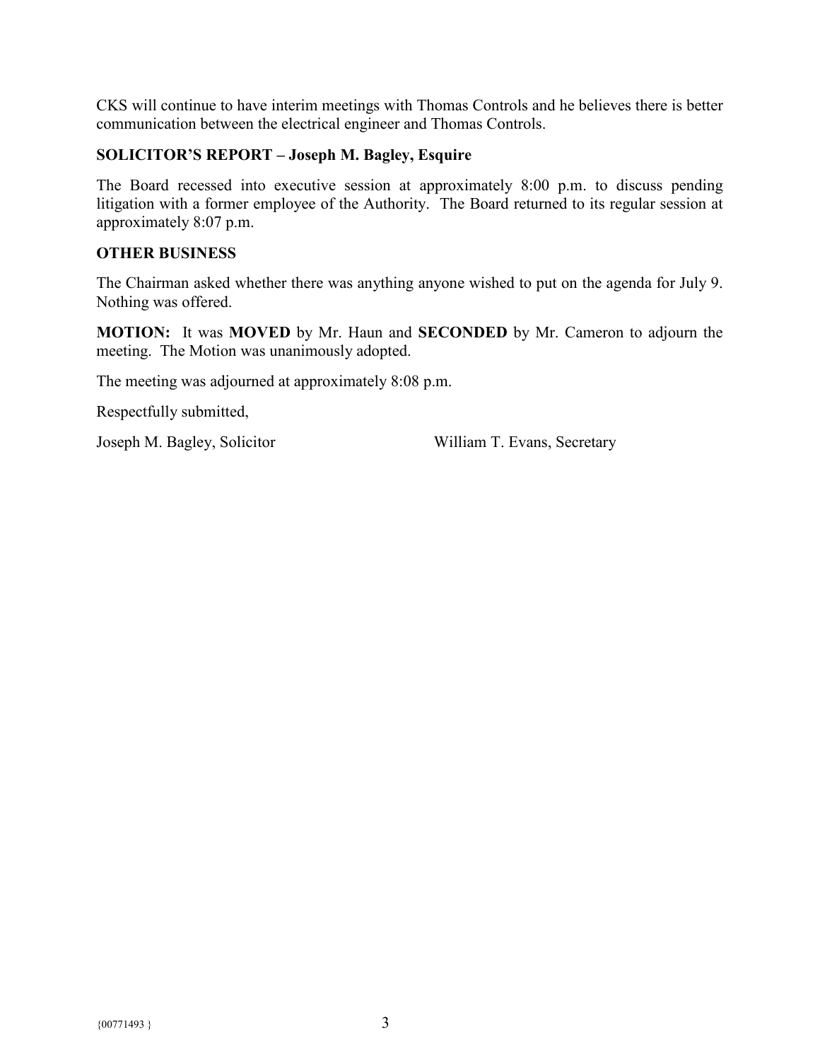CKS will continue to have interim meetings with Thomas Controls and he believes there is better communication between the electrical engineer and Thomas Controls.

**SOLICITOR'S REPORT – Joseph M. Bagley, Esquire**

The Board recessed into executive session at approximately 8:00 p.m. to discuss pending litigation with a former employee of the Authority. The Board returned to its regular session at approximately 8:07 p.m.

**OTHER BUSINESS**

The Chairman asked whether there was anything anyone wished to put on the agenda for July 9. Nothing was offered.

**MOTION:** It was **MOVED** by Mr. Haun and **SECONDED** by Mr. Cameron to adjourn the meeting. The Motion was unanimously adopted.

The meeting was adjourned at approximately 8:08 p.m.

Respectfully submitted,

Joseph M. Bagley, Solicitor

William T. Evans, Secretary

{00771493 }